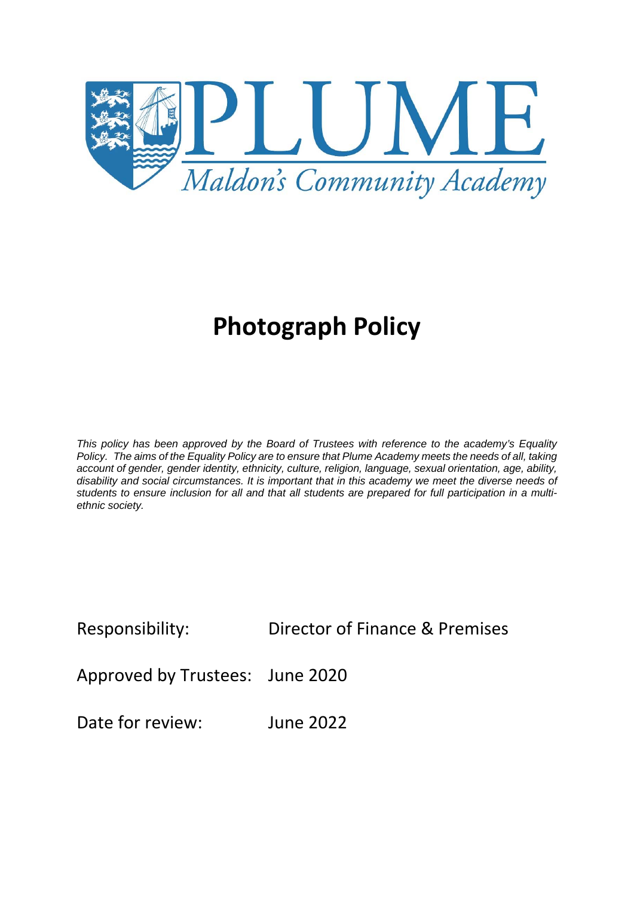PLUME

*Maldon's Community Academy*

# Photograph Policy

*This policy has been approved by the Board of Trustees with reference to the academy's Equality Policy. The aims of the Equality Policy are to ensure that Plume Academy meets the needs of all, taking account of gender, gender identity, ethnicity, culture, religion, language, sexual orientation, age, ability, disability and social circumstances. It is important that in this academy we meet the diverse needs of students to ensure inclusion for all and that all students are prepared for full participation in a multi-ethnic society.*

Responsibility: Director of Finance & Premises

Approved by Trustees: June 2020

Date for review: June 2022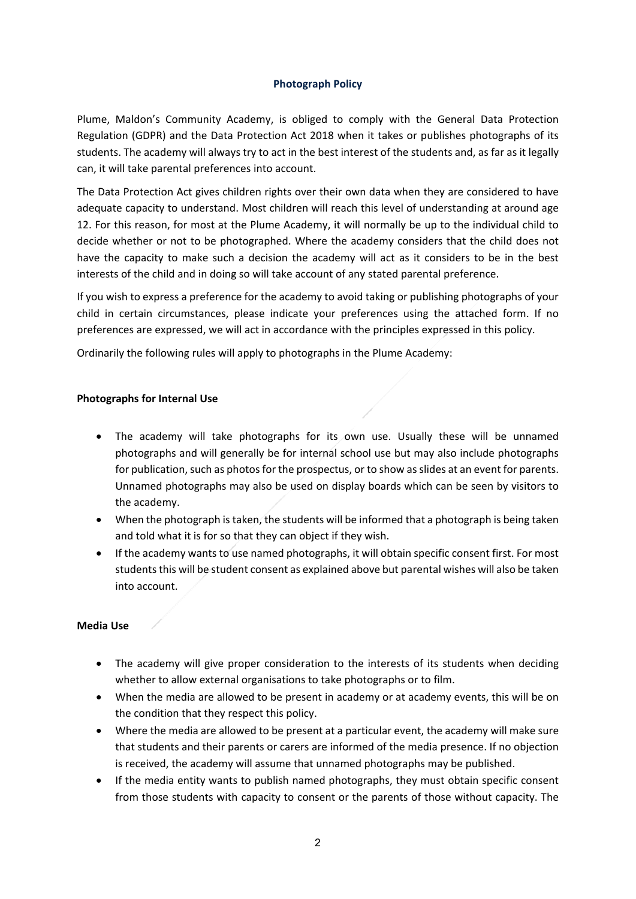## Photograph Policy

Plume, Maldon's Community Academy, is obliged to comply with the General Data Protection Regulation (GDPR) and the Data Protection Act 2018 when it takes or publishes photographs of its students. The academy will always try to act in the best interest of the students and, as far as it legally can, it will take parental preferences into account.

The Data Protection Act gives children rights over their own data when they are considered to have adequate capacity to understand. Most children will reach this level of understanding at around age 12. For this reason, for most at the Plume Academy, it will normally be up to the individual child to decide whether or not to be photographed. Where the academy considers that the child does not have the capacity to make such a decision the academy will act as it considers to be in the best interests of the child and in doing so will take account of any stated parental preference.

If you wish to express a preference for the academy to avoid taking or publishing photographs of your child in certain circumstances, please indicate your preferences using the attached form. If no preferences are expressed, we will act in accordance with the principles expressed in this policy.

Ordinarily the following rules will apply to photographs in the Plume Academy:

### Photographs for Internal Use

- The academy will take photographs for its own use. Usually these will be unnamed photographs and will generally be for internal school use but may also include photographs for publication, such as photos for the prospectus, or to show as slides at an event for parents. Unnamed photographs may also be used on display boards which can be seen by visitors to the academy.
- When the photograph is taken, the students will be informed that a photograph is being taken and told what it is for so that they can object if they wish.
- If the academy wants to use named photographs, it will obtain specific consent first. For most students this will be student consent as explained above but parental wishes will also be taken into account.

### Media Use

- The academy will give proper consideration to the interests of its students when deciding whether to allow external organisations to take photographs or to film.
- When the media are allowed to be present in academy or at academy events, this will be on the condition that they respect this policy.
- Where the media are allowed to be present at a particular event, the academy will make sure that students and their parents or carers are informed of the media presence. If no objection is received, the academy will assume that unnamed photographs may be published.
- If the media entity wants to publish named photographs, they must obtain specific consent from those students with capacity to consent or the parents of those without capacity. The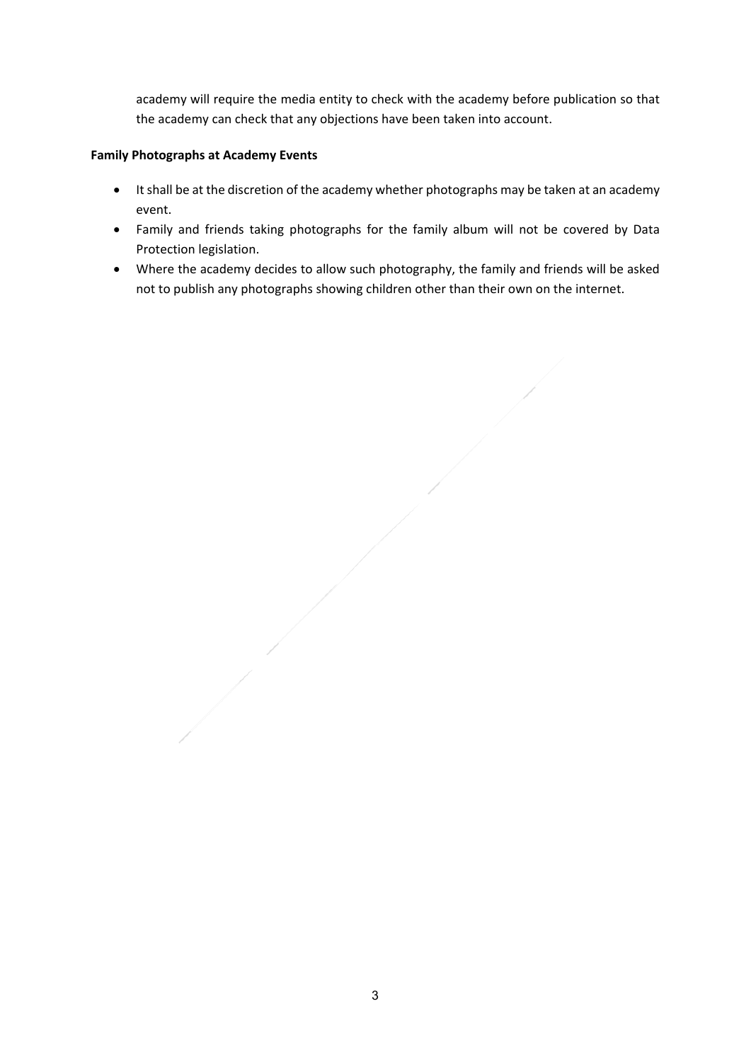academy will require the media entity to check with the academy before publication so that the academy can check that any objections have been taken into account.

**Family Photographs at Academy Events**

- It shall be at the discretion of the academy whether photographs may be taken at an academy event.
- Family and friends taking photographs for the family album will not be covered by Data Protection legislation.
- Where the academy decides to allow such photography, the family and friends will be asked not to publish any photographs showing children other than their own on the internet.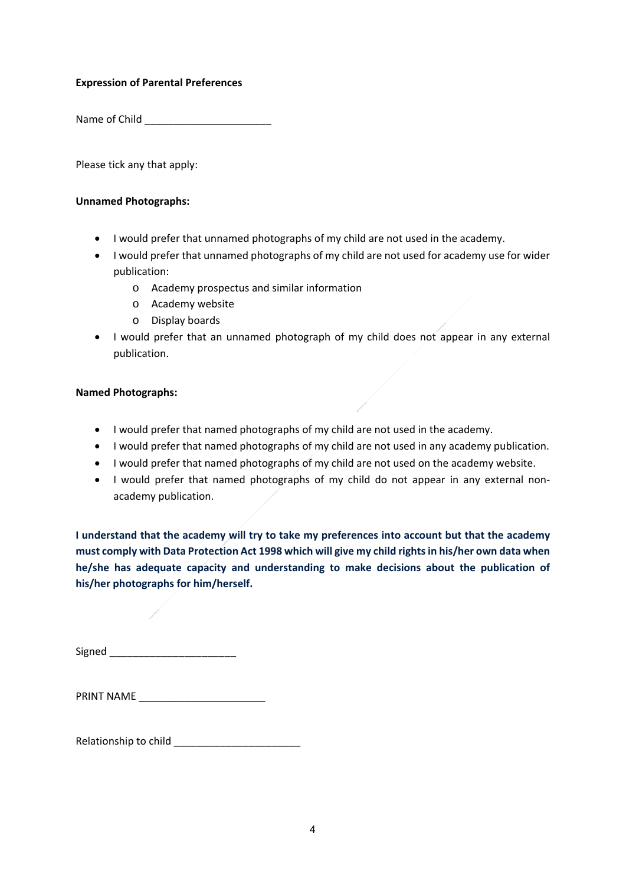**Expression of Parental Preferences**

Name of Child ______________________

Please tick any that apply:

**Unnamed Photographs:**

- I would prefer that unnamed photographs of my child are not used in the academy.
- I would prefer that unnamed photographs of my child are not used for academy use for wider publication:
  - Academy prospectus and similar information
  - Academy website
  - Display boards
- I would prefer that an unnamed photograph of my child does not appear in any external publication.

**Named Photographs:**

- I would prefer that named photographs of my child are not used in the academy.
- I would prefer that named photographs of my child are not used in any academy publication.
- I would prefer that named photographs of my child are not used on the academy website.
- I would prefer that named photographs of my child do not appear in any external non-academy publication.

**I understand that the academy will try to take my preferences into account but that the academy must comply with Data Protection Act 1998 which will give my child rights in his/her own data when he/she has adequate capacity and understanding to make decisions about the publication of his/her photographs for him/herself.**

Signed ______________________

PRINT NAME ______________________

Relationship to child ______________________